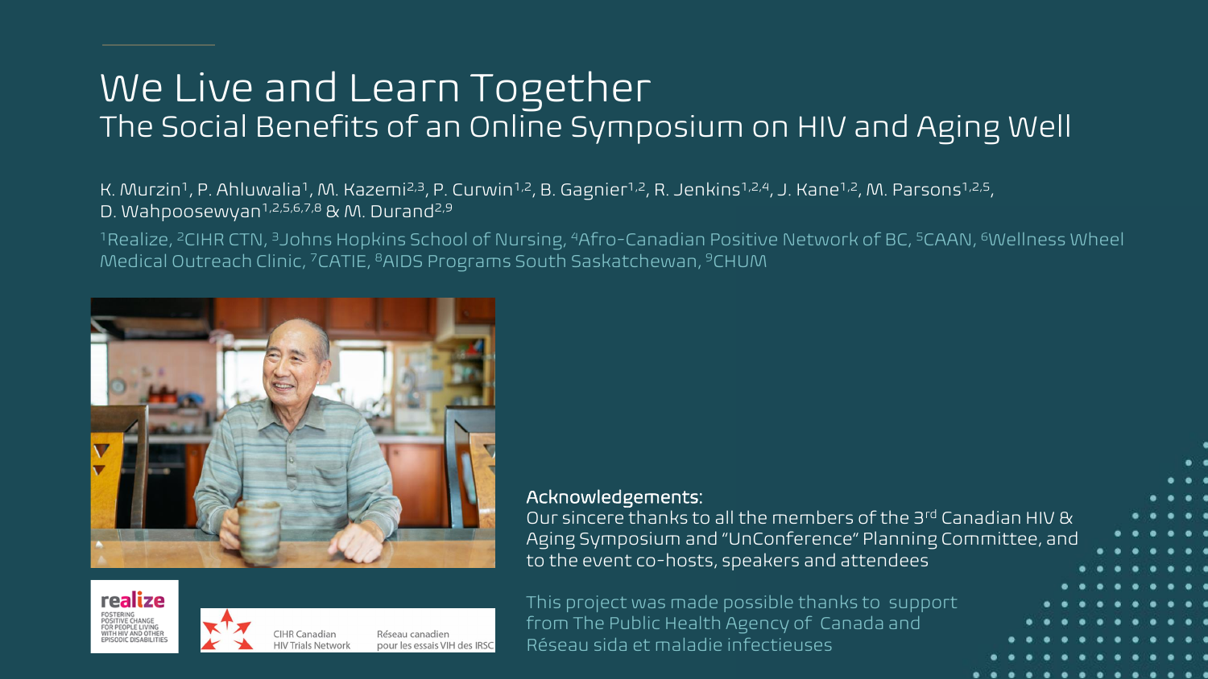# We Live and Learn Together

## The Social Benefits of an Online Symposium on HIV and Aging Well

K. Murzin[1], P. Ahluwalia[1], M. Kazemi[2,3], P. Curwin[1,2], B. Gagnier[1,2], R. Jenkins[1,2,4], J. Kane[1,2], M. Parsons[1,2,5], D. Wahpoosewyan[1,2,5,6,7,8] & M. Durand[2,9]

[1]Realize, [2]CIHR CTN, [3]Johns Hopkins School of Nursing, [4]Afro-Canadian Positive Network of BC, [5]CAAN, [6]Wellness Wheel Medical Outreach Clinic, [7]CATIE, [8]AIDS Programs South Saskatchewan, [9]CHUM

**Acknowledgements:**
Our sincere thanks to all the members of the 3rd Canadian HIV & Aging Symposium and "UnConference" Planning Committee, and to the event co-hosts, speakers and attendees

This project was made possible thanks to support from The Public Health Agency of Canada and Réseau sida et maladie infectieuses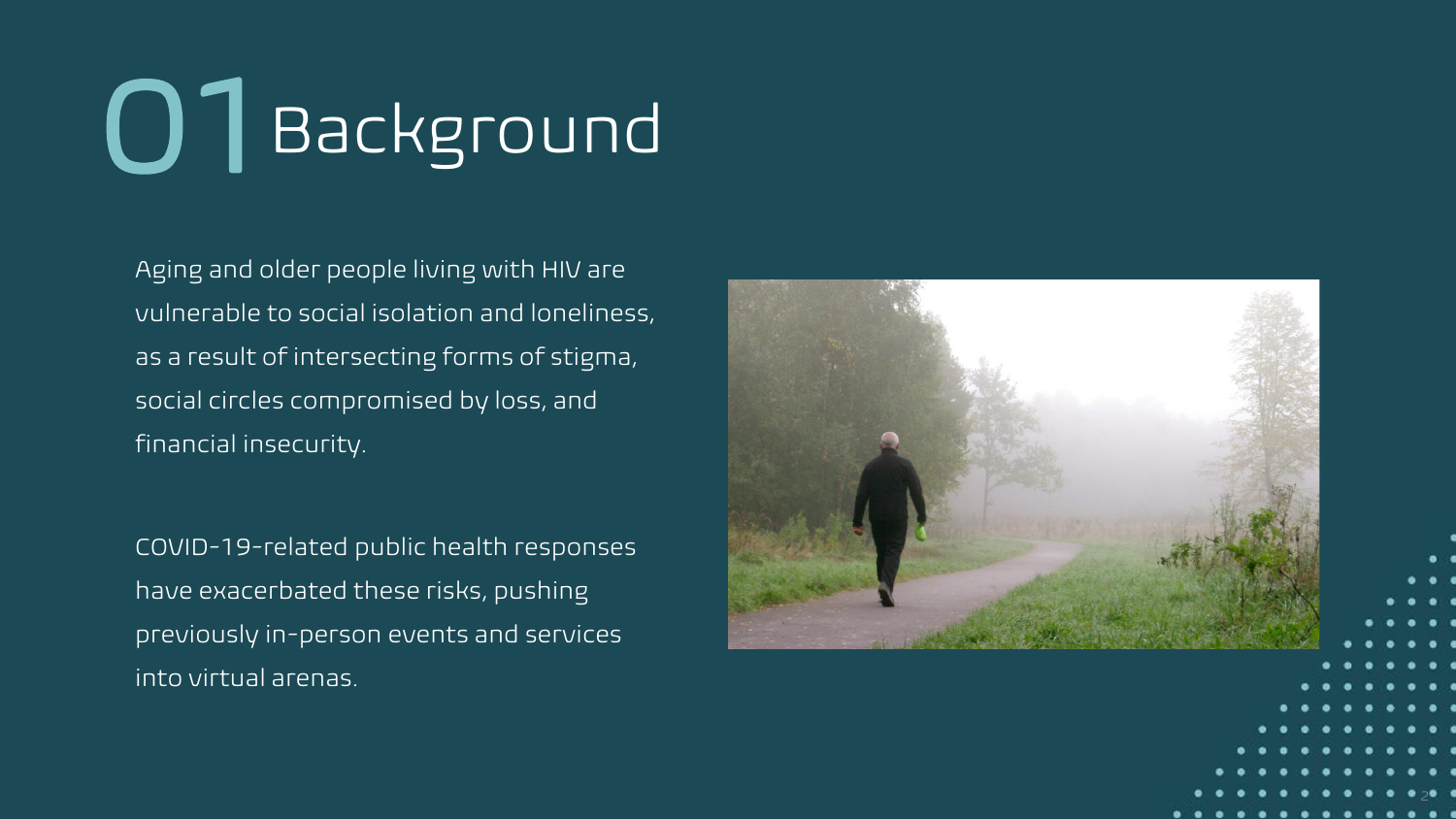# 01 Background

Aging and older people living with HIV are vulnerable to social isolation and loneliness, as a result of intersecting forms of stigma, social circles compromised by loss, and financial insecurity.

COVID-19-related public health responses have exacerbated these risks, pushing previously in-person events and services into virtual arenas.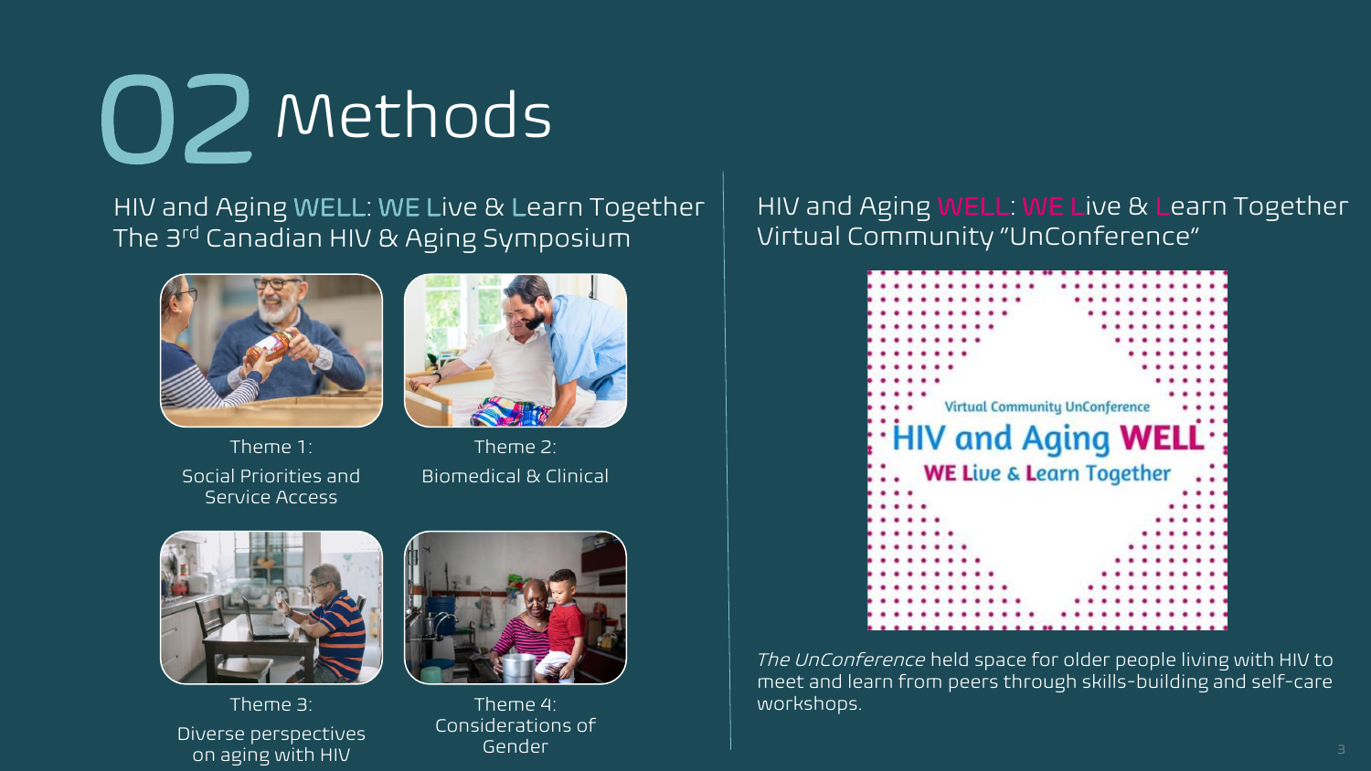# 02 Methods

## HIV and Aging WELL: WE Live & Learn Together
## The 3rd Canadian HIV & Aging Symposium

Theme 1: Social Priorities and Service Access

Theme 2: Biomedical & Clinical

Theme 3: Diverse perspectives on aging with HIV

Theme 4: Considerations of Gender

## HIV and Aging WELL: WE Live & Learn Together
## Virtual Community "UnConference"

Virtual Community UnConference

HIV and Aging WELL

WE Live & Learn Together

*The UnConference* held space for older people living with HIV to meet and learn from peers through skills-building and self-care workshops.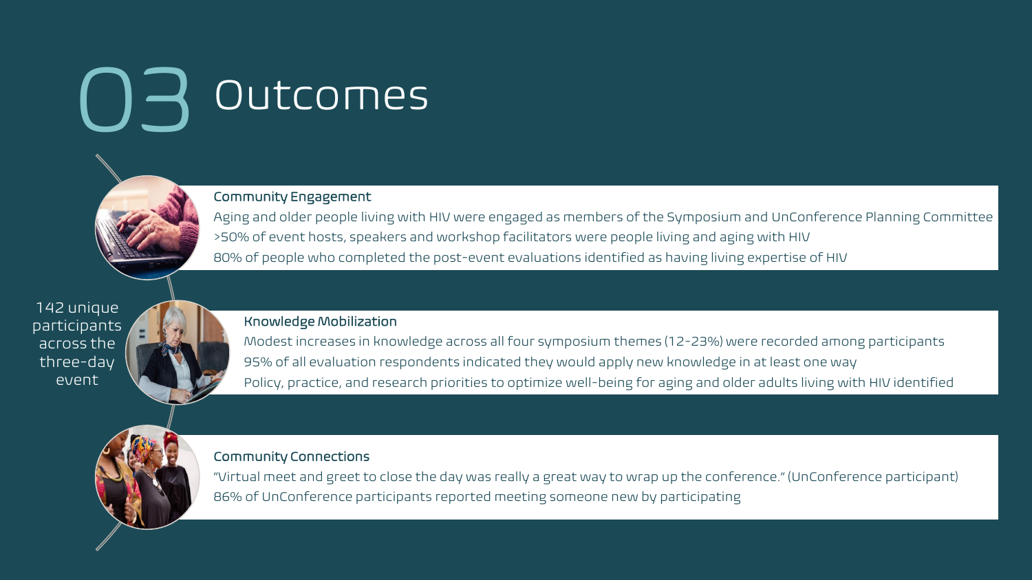# 03 Outcomes

142 unique participants across the three-day event

### Community Engagement

- Aging and older people living with HIV were engaged as members of the Symposium and UnConference Planning Committee
- >50% of event hosts, speakers and workshop facilitators were people living and aging with HIV
- 80% of people who completed the post-event evaluations identified as having living expertise of HIV

### Knowledge Mobilization

- Modest increases in knowledge across all four symposium themes (12-23%) were recorded among participants
- 95% of all evaluation respondents indicated they would apply new knowledge in at least one way
- Policy, practice, and research priorities to optimize well-being for aging and older adults living with HIV identified

### Community Connections

- "Virtual meet and greet to close the day was really a great way to wrap up the conference." (UnConference participant)
- 86% of UnConference participants reported meeting someone new by participating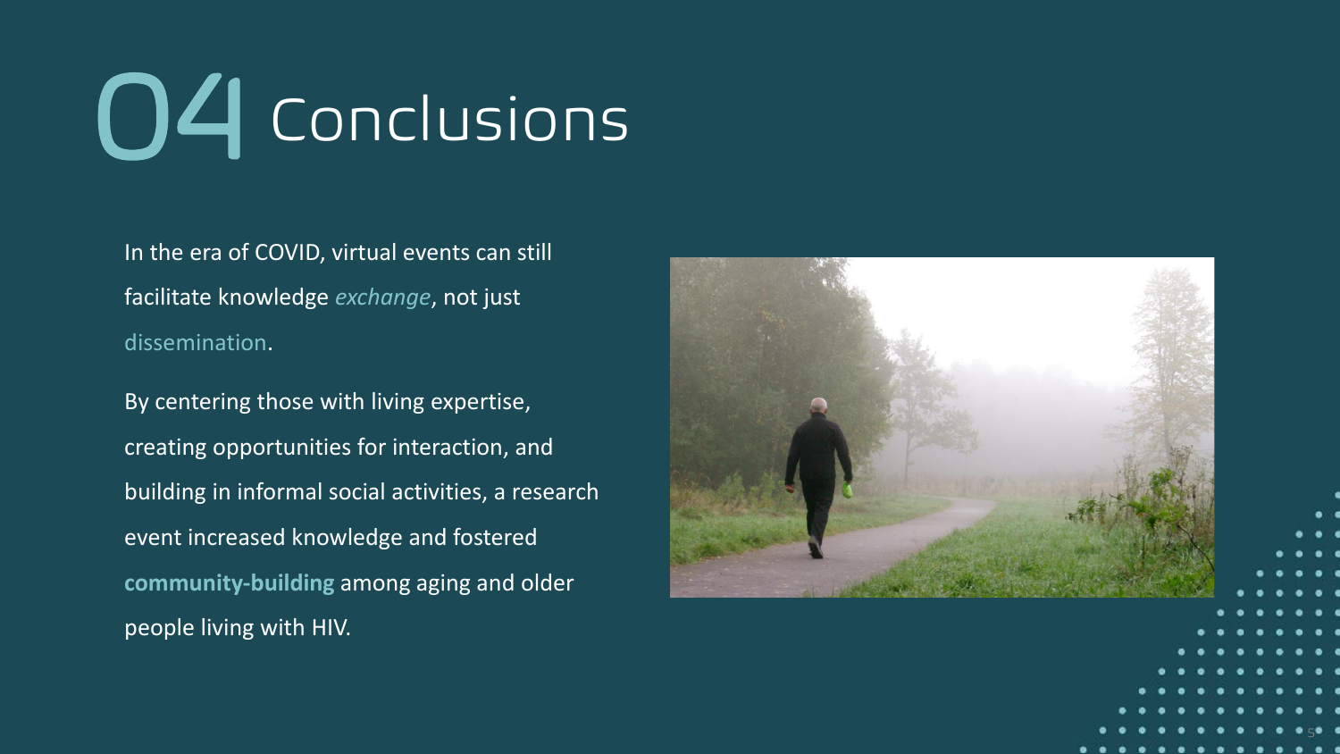# 04 Conclusions

In the era of COVID, virtual events can still facilitate knowledge *exchange*, not just dissemination.

By centering those with living expertise, creating opportunities for interaction, and building in informal social activities, a research event increased knowledge and fostered **community-building** among aging and older people living with HIV.